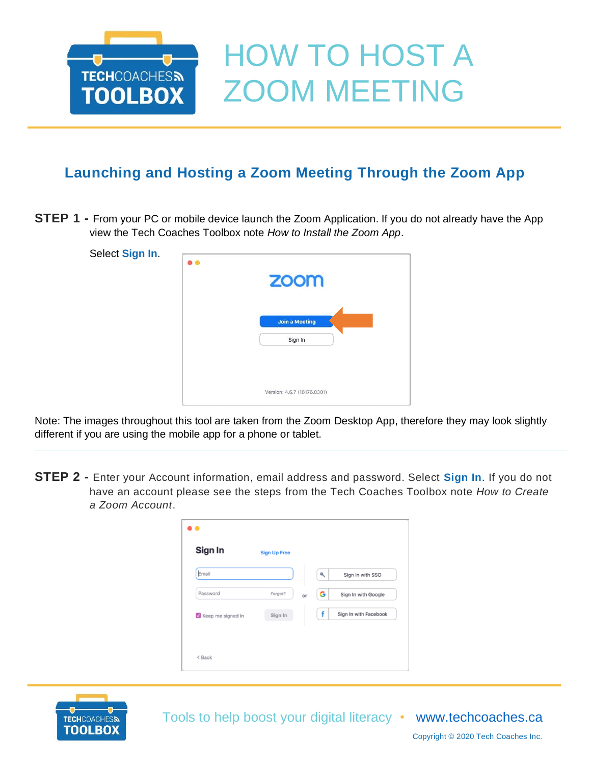# HOW TO HOST A ZOOM MEETING

## Launching and Hosting a Zoom Meeting Through the Zoom App

**STEP 1 -** From your PC or mobile device launch the Zoom Application. If you do not already have the App view the Tech Coaches Toolbox note *How to Install the Zoom App*.

Select **Sign In**.

Note: The images throughout this tool are taken from the Zoom Desktop App, therefore they may look slightly different if you are using the mobile app for a phone or tablet.

**STEP 2 -** Enter your Account information, email address and password. Select **Sign In**. If you do not have an account please see the steps from the Tech Coaches Toolbox note *How to Create a Zoom Account*.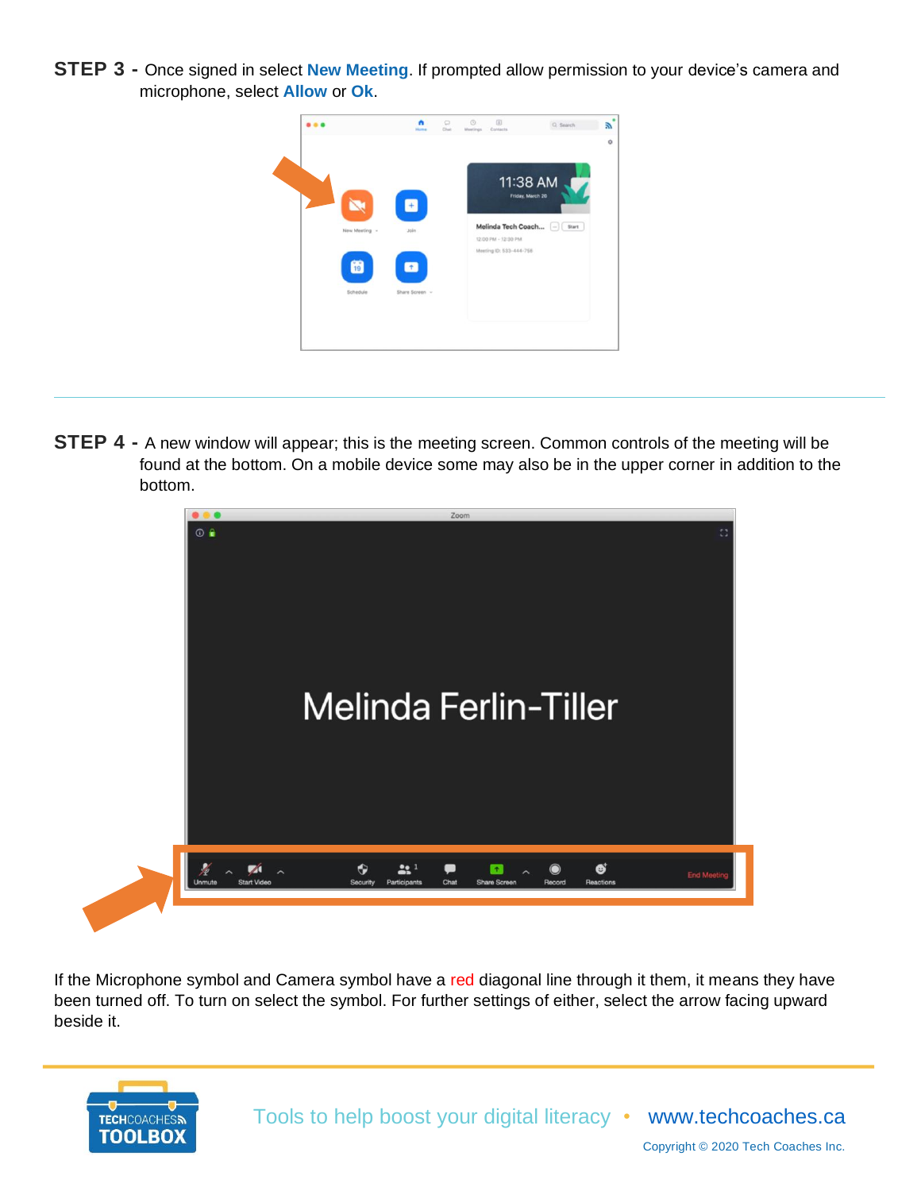**STEP 3 -** Once signed in select **New Meeting**. If prompted allow permission to your device's camera and microphone, select **Allow** or **Ok**.

---

**STEP 4 -** A new window will appear; this is the meeting screen. Common controls of the meeting will be found at the bottom. On a mobile device some may also be in the upper corner in addition to the bottom.

If the Microphone symbol and Camera symbol have a red diagonal line through it them, it means they have been turned off. To turn on select the symbol. For further settings of either, select the arrow facing upward beside it.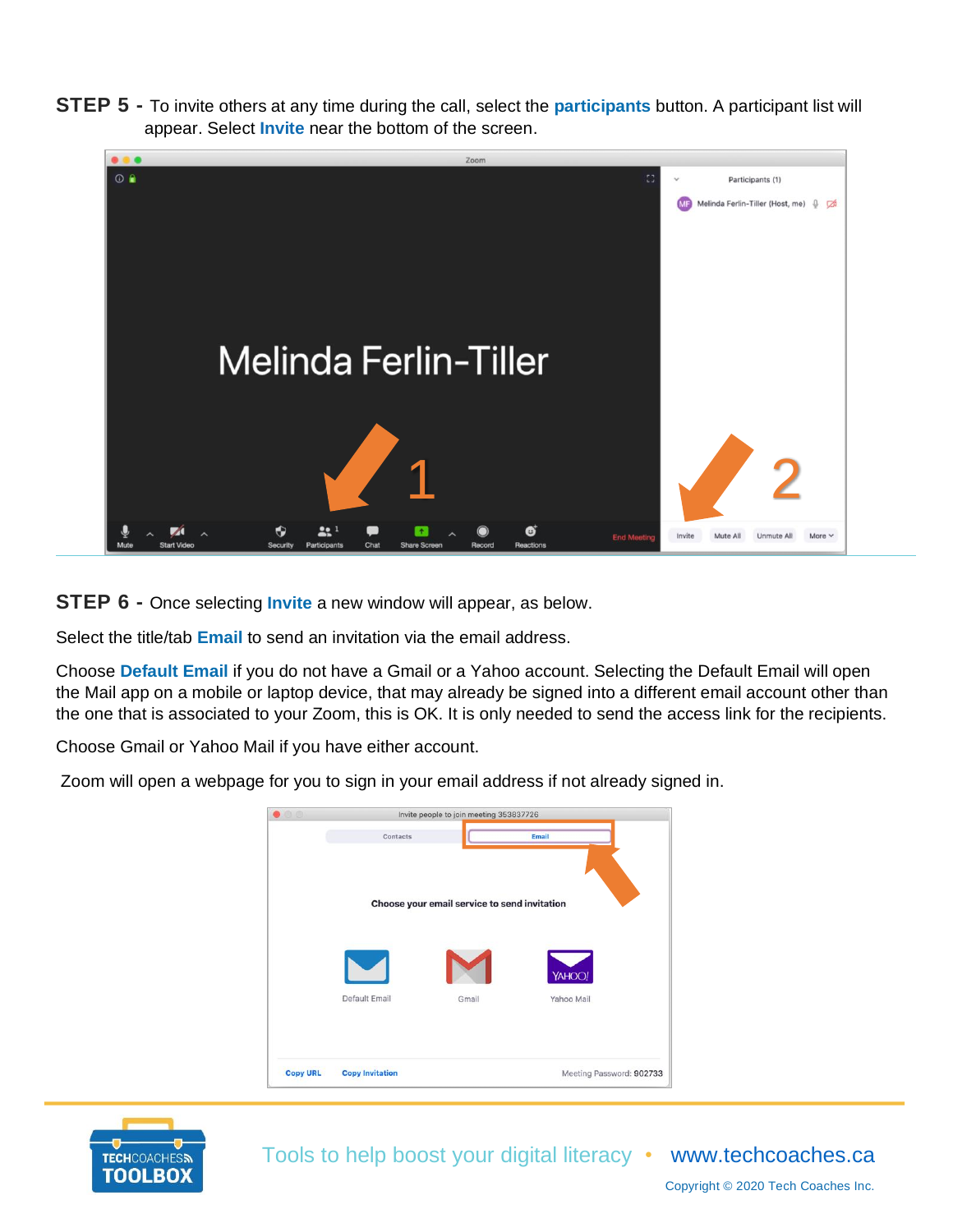**STEP 5 -** To invite others at any time during the call, select the **participants** button. A participant list will appear. Select **Invite** near the bottom of the screen.

**STEP 6 -** Once selecting **Invite** a new window will appear, as below.

Select the title/tab **Email** to send an invitation via the email address.

Choose **Default Email** if you do not have a Gmail or a Yahoo account. Selecting the Default Email will open the Mail app on a mobile or laptop device, that may already be signed into a different email account other than the one that is associated to your Zoom, this is OK. It is only needed to send the access link for the recipients.

Choose Gmail or Yahoo Mail if you have either account.

Zoom will open a webpage for you to sign in your email address if not already signed in.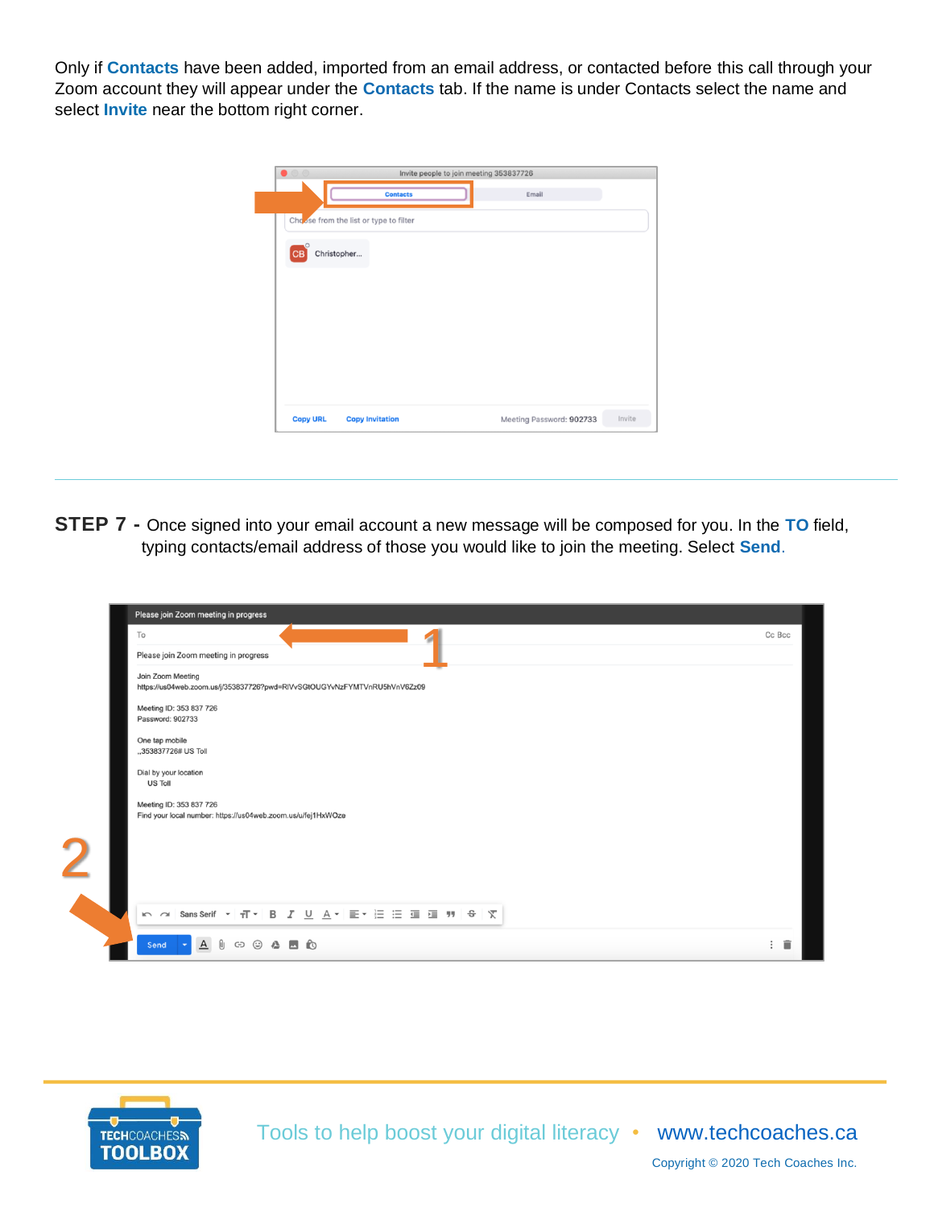Only if **Contacts** have been added, imported from an email address, or contacted before this call through your Zoom account they will appear under the **Contacts** tab. If the name is under Contacts select the name and select **Invite** near the bottom right corner.

---

**STEP 7 -** Once signed into your email account a new message will be composed for you. In the **TO** field, typing contacts/email address of those you would like to join the meeting. Select **Send**.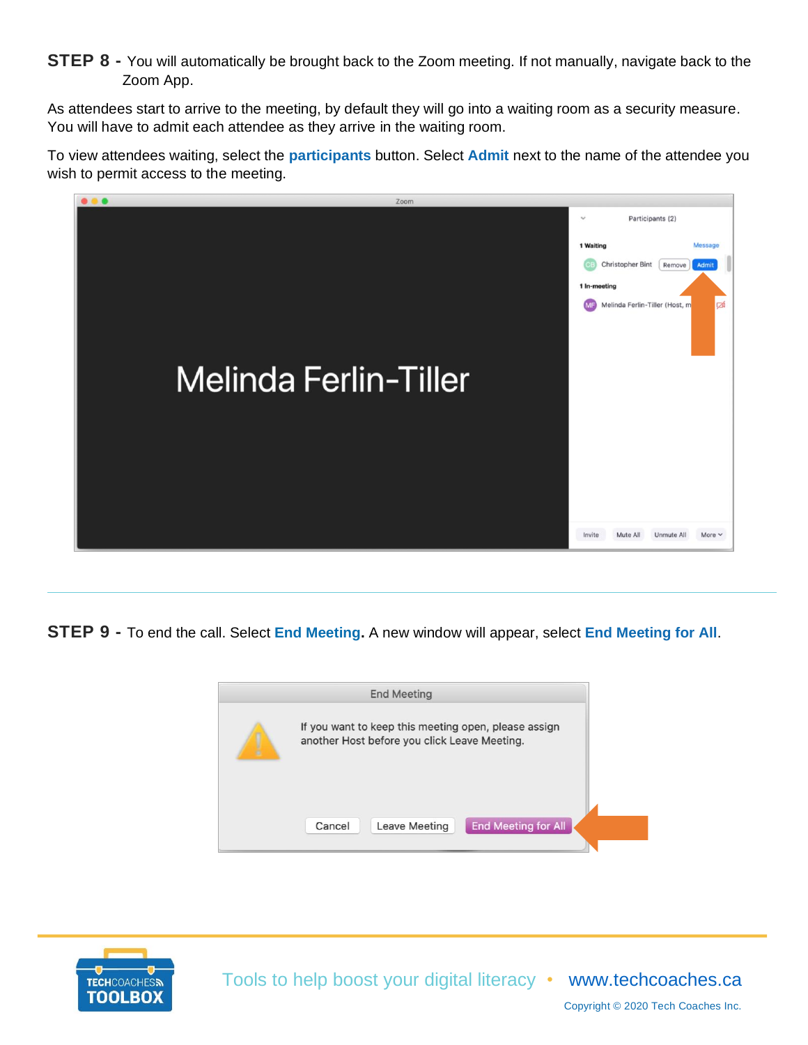**STEP 8 -** You will automatically be brought back to the Zoom meeting. If not manually, navigate back to the Zoom App.

As attendees start to arrive to the meeting, by default they will go into a waiting room as a security measure. You will have to admit each attendee as they arrive in the waiting room.

To view attendees waiting, select the **participants** button. Select **Admit** next to the name of the attendee you wish to permit access to the meeting.

---

**STEP 9 -** To end the call. Select **End Meeting.** A new window will appear, select **End Meeting for All**.

Tools to help boost your digital literacy • www.techcoaches.ca

Copyright © 2020 Tech Coaches Inc.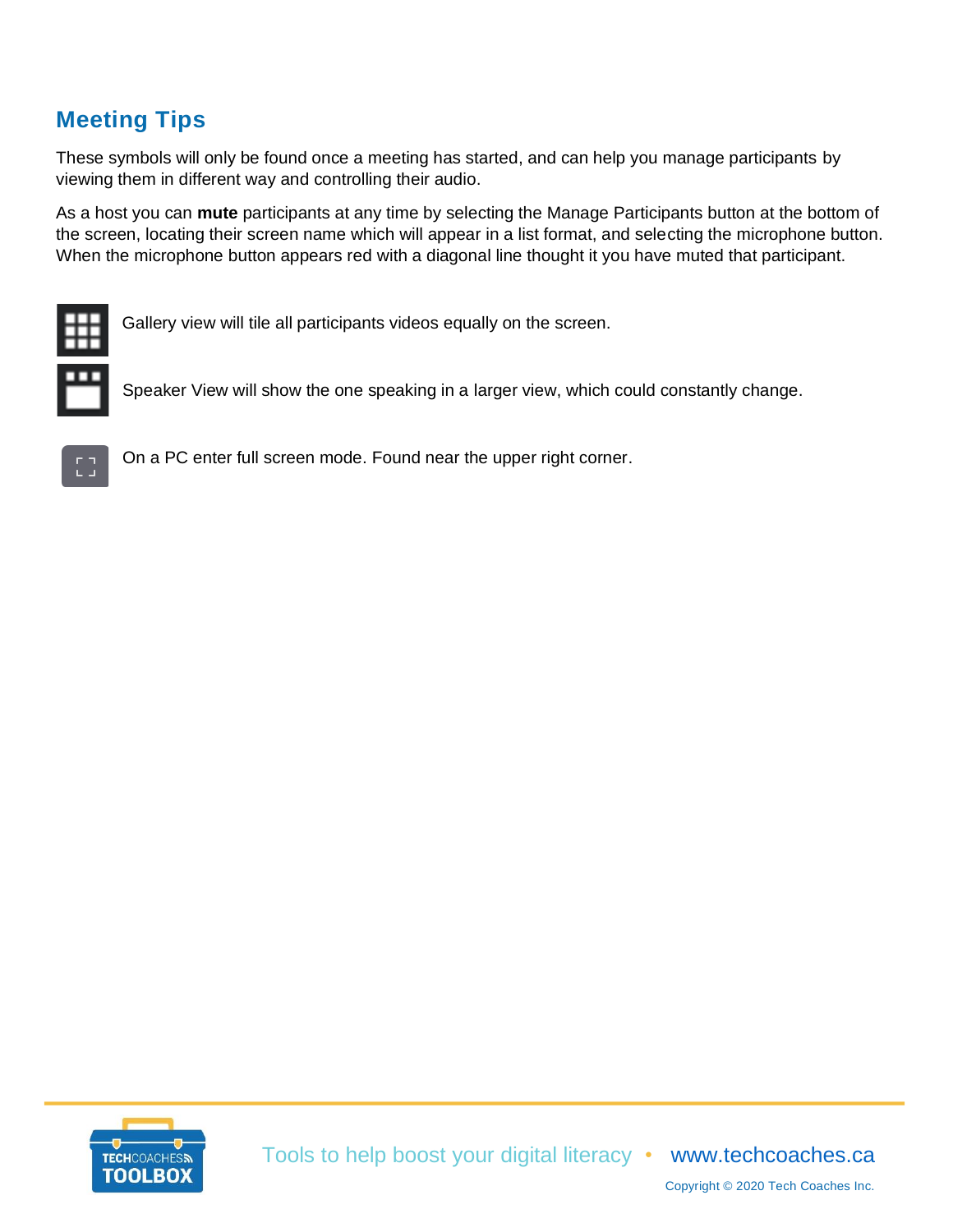## Meeting Tips

These symbols will only be found once a meeting has started, and can help you manage participants by viewing them in different way and controlling their audio.

As a host you can **mute** participants at any time by selecting the Manage Participants button at the bottom of the screen, locating their screen name which will appear in a list format, and selecting the microphone button. When the microphone button appears red with a diagonal line thought it you have muted that participant.

Gallery view will tile all participants videos equally on the screen.

Speaker View will show the one speaking in a larger view, which could constantly change.

On a PC enter full screen mode. Found near the upper right corner.